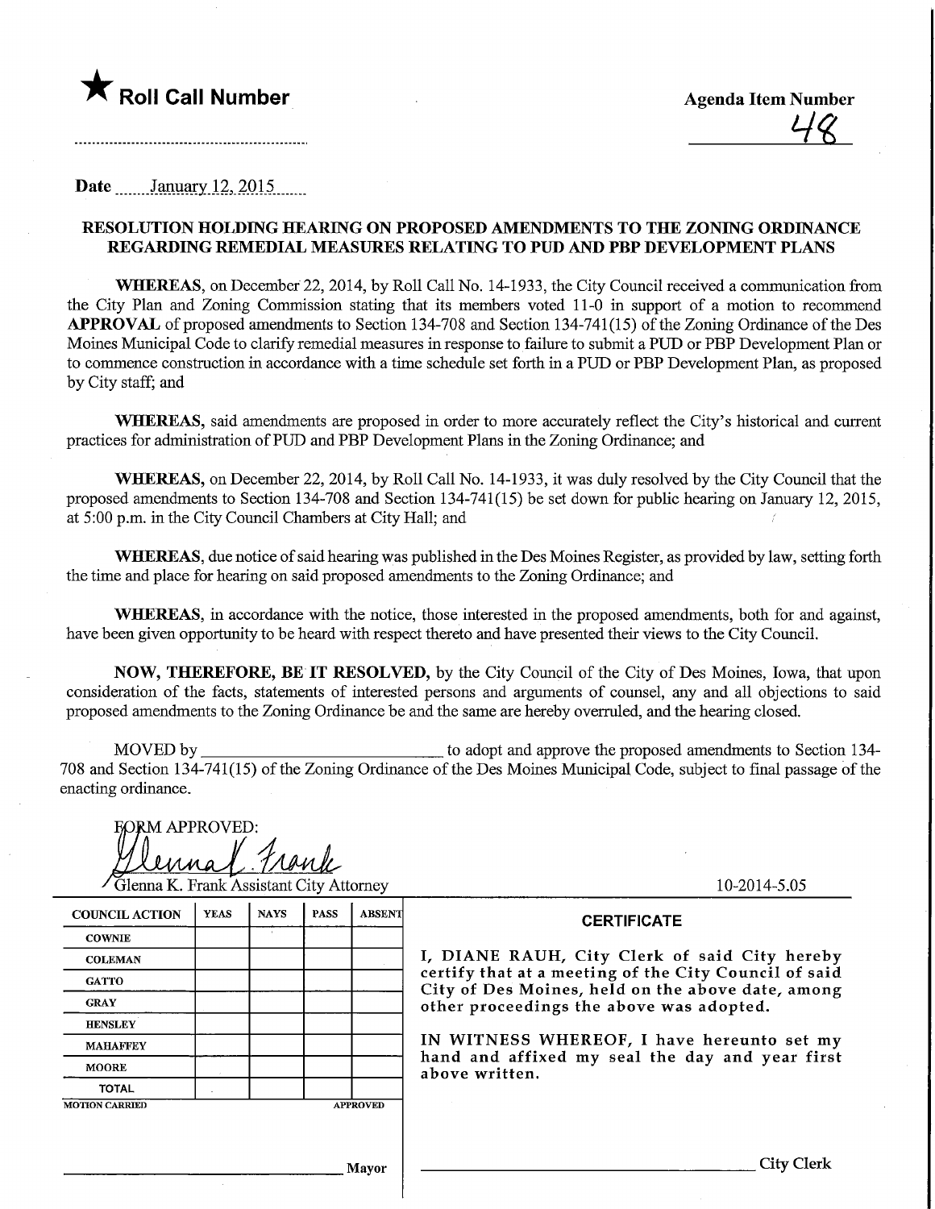★ **Roll Call Number**

**Agenda Item Number**

48

**Date** January 12, 2015

**RESOLUTION HOLDING HEARING ON PROPOSED AMENDMENTS TO THE ZONING ORDINANCE REGARDING REMEDIAL MEASURES RELATING TO PUD AND PBP DEVELOPMENT PLANS**

**WHEREAS,** on December 22, 2014, by Roll Call No. 14-1933, the City Council received a communication from the City Plan and Zoning Commission stating that its members voted 11-0 in support of a motion to recommend **APPROVAL** of proposed amendments to Section 134-708 and Section 134-741(15) of the Zoning Ordinance of the Des Moines Municipal Code to clarify remedial measures in response to failure to submit a PUD or PBP Development Plan or to commence construction in accordance with a time schedule set forth in a PUD or PBP Development Plan, as proposed by City staff; and

**WHEREAS,** said amendments are proposed in order to more accurately reflect the City's historical and current practices for administration of PUD and PBP Development Plans in the Zoning Ordinance; and

**WHEREAS,** on December 22, 2014, by Roll Call No. 14-1933, it was duly resolved by the City Council that the proposed amendments to Section 134-708 and Section 134-741(15) be set down for public hearing on January 12, 2015, at 5:00 p.m. in the City Council Chambers at City Hall; and

**WHEREAS,** due notice of said hearing was published in the Des Moines Register, as provided by law, setting forth the time and place for hearing on said proposed amendments to the Zoning Ordinance; and

**WHEREAS,** in accordance with the notice, those interested in the proposed amendments, both for and against, have been given opportunity to be heard with respect thereto and have presented their views to the City Council.

**NOW, THEREFORE, BE IT RESOLVED,** by the City Council of the City of Des Moines, Iowa, that upon consideration of the facts, statements of interested persons and arguments of counsel, any and all objections to said proposed amendments to the Zoning Ordinance be and the same are hereby overruled, and the hearing closed.

MOVED by ____________________________ to adopt and approve the proposed amendments to Section 134-708 and Section 134-741(15) of the Zoning Ordinance of the Des Moines Municipal Code, subject to final passage of the enacting ordinance.

FORM APPROVED:

Glenna K. Frank Assistant City Attorney

10-2014-5.05

| COUNCIL ACTION | YEAS | NAYS | PASS | ABSENT |
|---|---|---|---|---|
| COWNIE | | | | |
| COLEMAN | | | | |
| GATTO | | | | |
| GRAY | | | | |
| HENSLEY | | | | |
| MAHAFFEY | | | | |
| MOORE | | | | |
| TOTAL | | | | |

MOTION CARRIED APPROVED

____________________________ Mayor

**CERTIFICATE**

I, DIANE RAUH, City Clerk of said City hereby certify that at a meeting of the City Council of said City of Des Moines, held on the above date, among other proceedings the above was adopted.

IN WITNESS WHEREOF, I have hereunto set my hand and affixed my seal the day and year first above written.

____________________________ City Clerk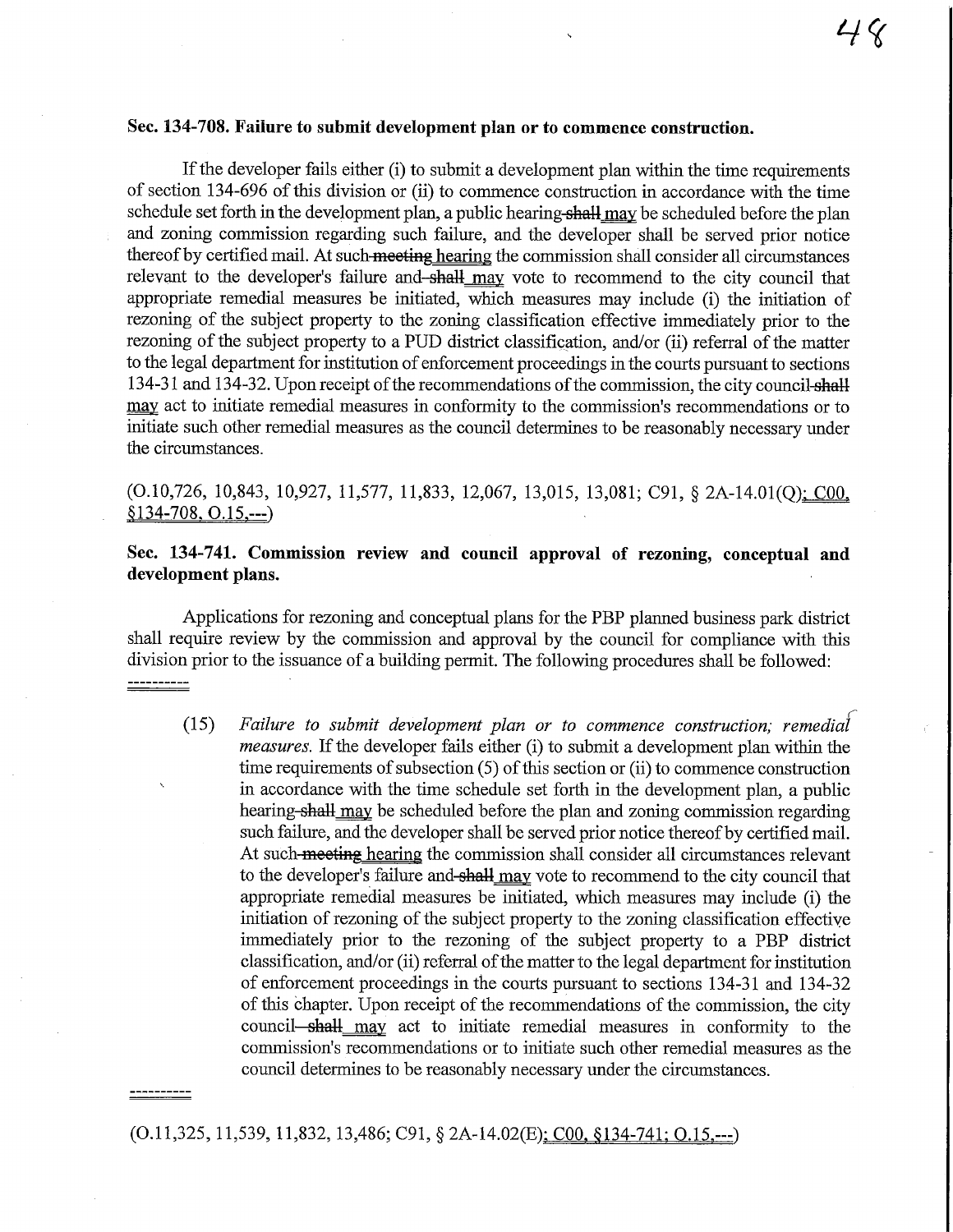**Sec. 134-708. Failure to submit development plan or to commence construction.**

If the developer fails either (i) to submit a development plan within the time requirements of section 134-696 of this division or (ii) to commence construction in accordance with the time schedule set forth in the development plan, a public hearing ~~shall~~ may be scheduled before the plan and zoning commission regarding such failure, and the developer shall be served prior notice thereof by certified mail. At such ~~meeting~~ hearing the commission shall consider all circumstances relevant to the developer's failure and ~~shall~~ may vote to recommend to the city council that appropriate remedial measures be initiated, which measures may include (i) the initiation of rezoning of the subject property to the zoning classification effective immediately prior to the rezoning of the subject property to a PUD district classification, and/or (ii) referral of the matter to the legal department for institution of enforcement proceedings in the courts pursuant to sections 134-31 and 134-32. Upon receipt of the recommendations of the commission, the city council ~~shall~~ may act to initiate remedial measures in conformity to the commission's recommendations or to initiate such other remedial measures as the council determines to be reasonably necessary under the circumstances.

(O.10,726, 10,843, 10,927, 11,577, 11,833, 12,067, 13,015, 13,081; C91, § 2A-14.01(Q); C00, §134-708, O.15,---)

**Sec. 134-741. Commission review and council approval of rezoning, conceptual and development plans.**

Applications for rezoning and conceptual plans for the PBP planned business park district shall require review by the commission and approval by the council for compliance with this division prior to the issuance of a building permit. The following procedures shall be followed:

----------

(15) *Failure to submit development plan or to commence construction; remedial measures.* If the developer fails either (i) to submit a development plan within the time requirements of subsection (5) of this section or (ii) to commence construction in accordance with the time schedule set forth in the development plan, a public hearing ~~shall~~ may be scheduled before the plan and zoning commission regarding such failure, and the developer shall be served prior notice thereof by certified mail. At such ~~meeting~~ hearing the commission shall consider all circumstances relevant to the developer's failure and ~~shall~~ may vote to recommend to the city council that appropriate remedial measures be initiated, which measures may include (i) the initiation of rezoning of the subject property to the zoning classification effective immediately prior to the rezoning of the subject property to a PBP district classification, and/or (ii) referral of the matter to the legal department for institution of enforcement proceedings in the courts pursuant to sections 134-31 and 134-32 of this chapter. Upon receipt of the recommendations of the commission, the city council ~~shall~~ may act to initiate remedial measures in conformity to the commission's recommendations or to initiate such other remedial measures as the council determines to be reasonably necessary under the circumstances.

----------

(O.11,325, 11,539, 11,832, 13,486; C91, § 2A-14.02(E); C00, §134-741; O.15,---)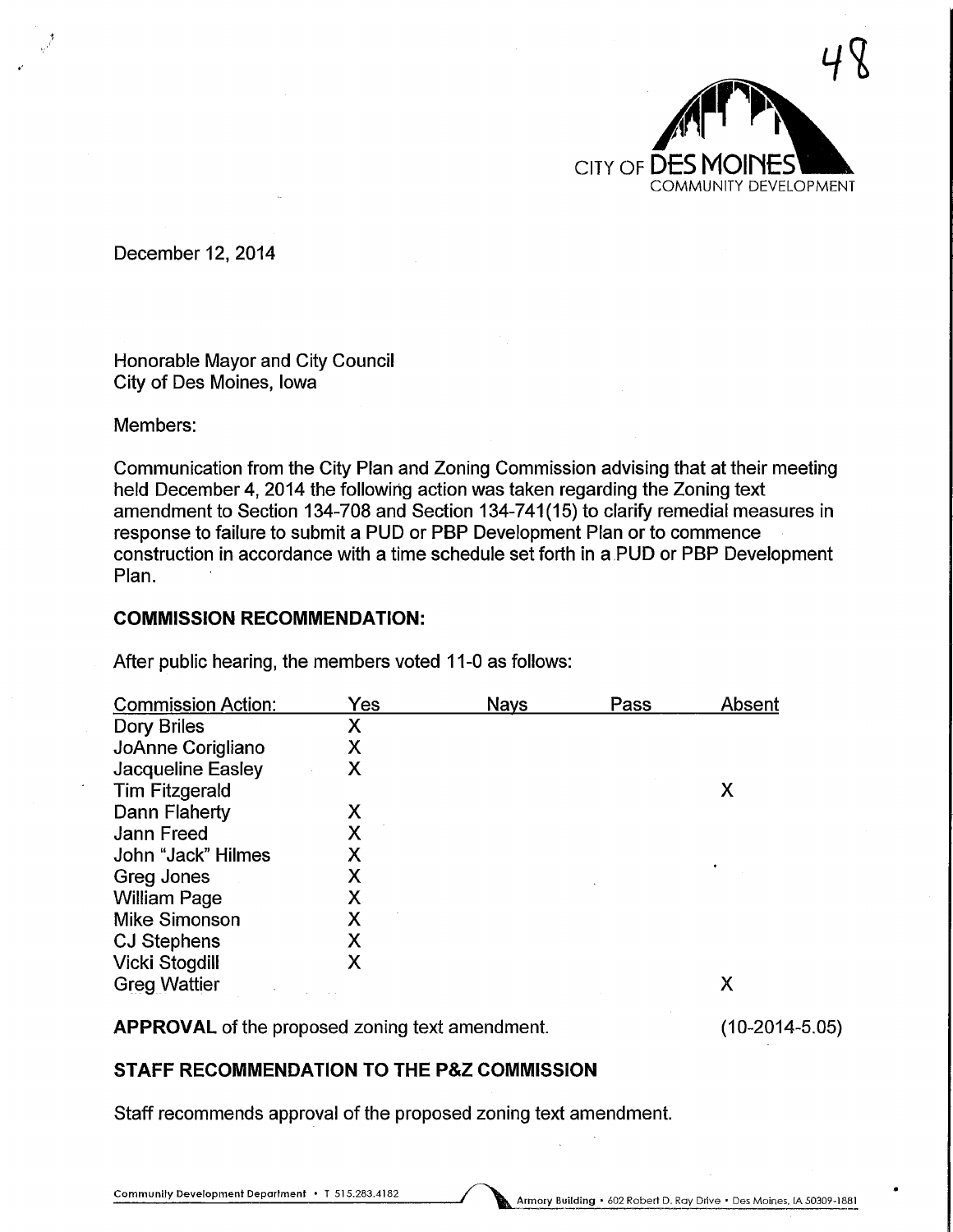48

CITY OF DES MOINES
COMMUNITY DEVELOPMENT

December 12, 2014

Honorable Mayor and City Council
City of Des Moines, Iowa

Members:

Communication from the City Plan and Zoning Commission advising that at their meeting held December 4, 2014 the following action was taken regarding the Zoning text amendment to Section 134-708 and Section 134-741(15) to clarify remedial measures in response to failure to submit a PUD or PBP Development Plan or to commence construction in accordance with a time schedule set forth in a PUD or PBP Development Plan.

## COMMISSION RECOMMENDATION:

After public hearing, the members voted 11-0 as follows:

| Commission Action: | Yes | Nays | Pass | Absent |
|---|---|---|---|---|
| Dory Briles | X | | | |
| JoAnne Corigliano | X | | | |
| Jacqueline Easley | X | | | |
| Tim Fitzgerald | | | | X |
| Dann Flaherty | X | | | |
| Jann Freed | X | | | |
| John "Jack" Hilmes | X | | | |
| Greg Jones | X | | | |
| William Page | X | | | |
| Mike Simonson | X | | | |
| CJ Stephens | X | | | |
| Vicki Stogdill | X | | | |
| Greg Wattier | | | | X |

**APPROVAL** of the proposed zoning text amendment. (10-2014-5.05)

## STAFF RECOMMENDATION TO THE P&Z COMMISSION

Staff recommends approval of the proposed zoning text amendment.

Community Development Department • T 515.283.4182 Armory Building • 602 Robert D. Ray Drive • Des Moines, IA 50309-1881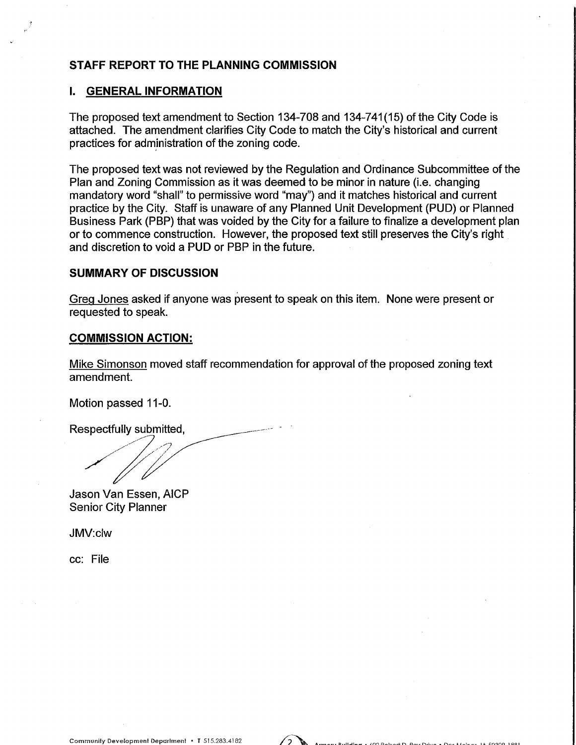## STAFF REPORT TO THE PLANNING COMMISSION

### I. GENERAL INFORMATION

The proposed text amendment to Section 134-708 and 134-741(15) of the City Code is attached. The amendment clarifies City Code to match the City's historical and current practices for administration of the zoning code.

The proposed text was not reviewed by the Regulation and Ordinance Subcommittee of the Plan and Zoning Commission as it was deemed to be minor in nature (i.e. changing mandatory word "shall" to permissive word "may") and it matches historical and current practice by the City. Staff is unaware of any Planned Unit Development (PUD) or Planned Business Park (PBP) that was voided by the City for a failure to finalize a development plan or to commence construction. However, the proposed text still preserves the City's right and discretion to void a PUD or PBP in the future.

### SUMMARY OF DISCUSSION

Greg Jones asked if anyone was present to speak on this item. None were present or requested to speak.

### COMMISSION ACTION:

Mike Simonson moved staff recommendation for approval of the proposed zoning text amendment.

Motion passed 11-0.

Respectfully submitted,

Jason Van Essen, AICP
Senior City Planner

JMV:clw

cc: File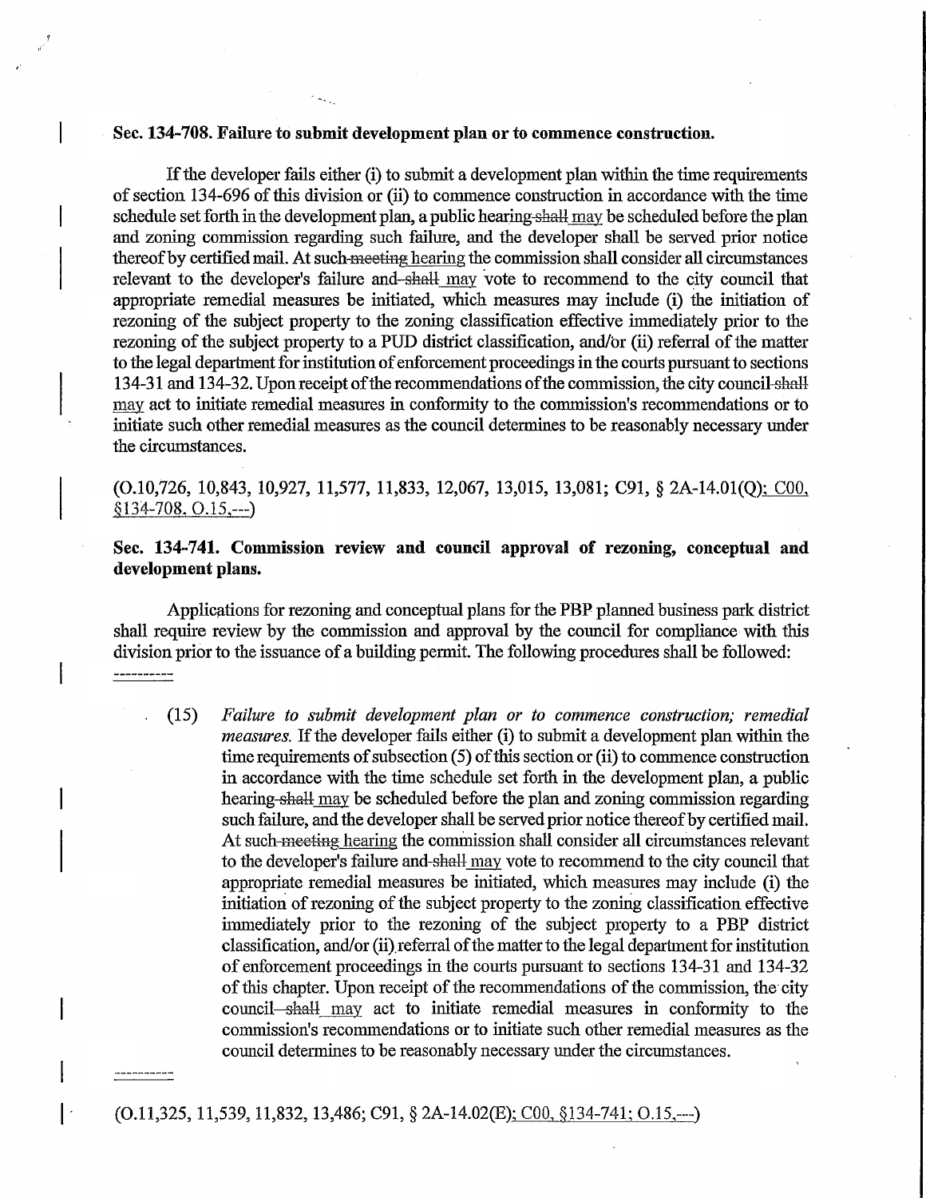**Sec. 134-708. Failure to submit development plan or to commence construction.**

If the developer fails either (i) to submit a development plan within the time requirements of section 134-696 of this division or (ii) to commence construction in accordance with the time schedule set forth in the development plan, a public hearing ~~shall~~ may be scheduled before the plan and zoning commission regarding such failure, and the developer shall be served prior notice thereof by certified mail. At such ~~meeting~~ hearing the commission shall consider all circumstances relevant to the developer's failure and ~~shall~~ may vote to recommend to the city council that appropriate remedial measures be initiated, which measures may include (i) the initiation of rezoning of the subject property to the zoning classification effective immediately prior to the rezoning of the subject property to a PUD district classification, and/or (ii) referral of the matter to the legal department for institution of enforcement proceedings in the courts pursuant to sections 134-31 and 134-32. Upon receipt of the recommendations of the commission, the city council ~~shall~~ may act to initiate remedial measures in conformity to the commission's recommendations or to initiate such other remedial measures as the council determines to be reasonably necessary under the circumstances.

(O.10,726, 10,843, 10,927, 11,577, 11,833, 12,067, 13,015, 13,081; C91, § 2A-14.01(Q); C00, §134-708, O.15,---)

**Sec. 134-741. Commission review and council approval of rezoning, conceptual and development plans.**

Applications for rezoning and conceptual plans for the PBP planned business park district shall require review by the commission and approval by the council for compliance with this division prior to the issuance of a building permit. The following procedures shall be followed:

----------

(15) *Failure to submit development plan or to commence construction; remedial measures.* If the developer fails either (i) to submit a development plan within the time requirements of subsection (5) of this section or (ii) to commence construction in accordance with the time schedule set forth in the development plan, a public hearing ~~shall~~ may be scheduled before the plan and zoning commission regarding such failure, and the developer shall be served prior notice thereof by certified mail. At such ~~meeting~~ hearing the commission shall consider all circumstances relevant to the developer's failure and ~~shall~~ may vote to recommend to the city council that appropriate remedial measures be initiated, which measures may include (i) the initiation of rezoning of the subject property to the zoning classification effective immediately prior to the rezoning of the subject property to a PBP district classification, and/or (ii) referral of the matter to the legal department for institution of enforcement proceedings in the courts pursuant to sections 134-31 and 134-32 of this chapter. Upon receipt of the recommendations of the commission, the city council ~~shall~~ may act to initiate remedial measures in conformity to the commission's recommendations or to initiate such other remedial measures as the council determines to be reasonably necessary under the circumstances.

----------

(O.11,325, 11,539, 11,832, 13,486; C91, § 2A-14.02(E); C00, §134-741; O.15,---)